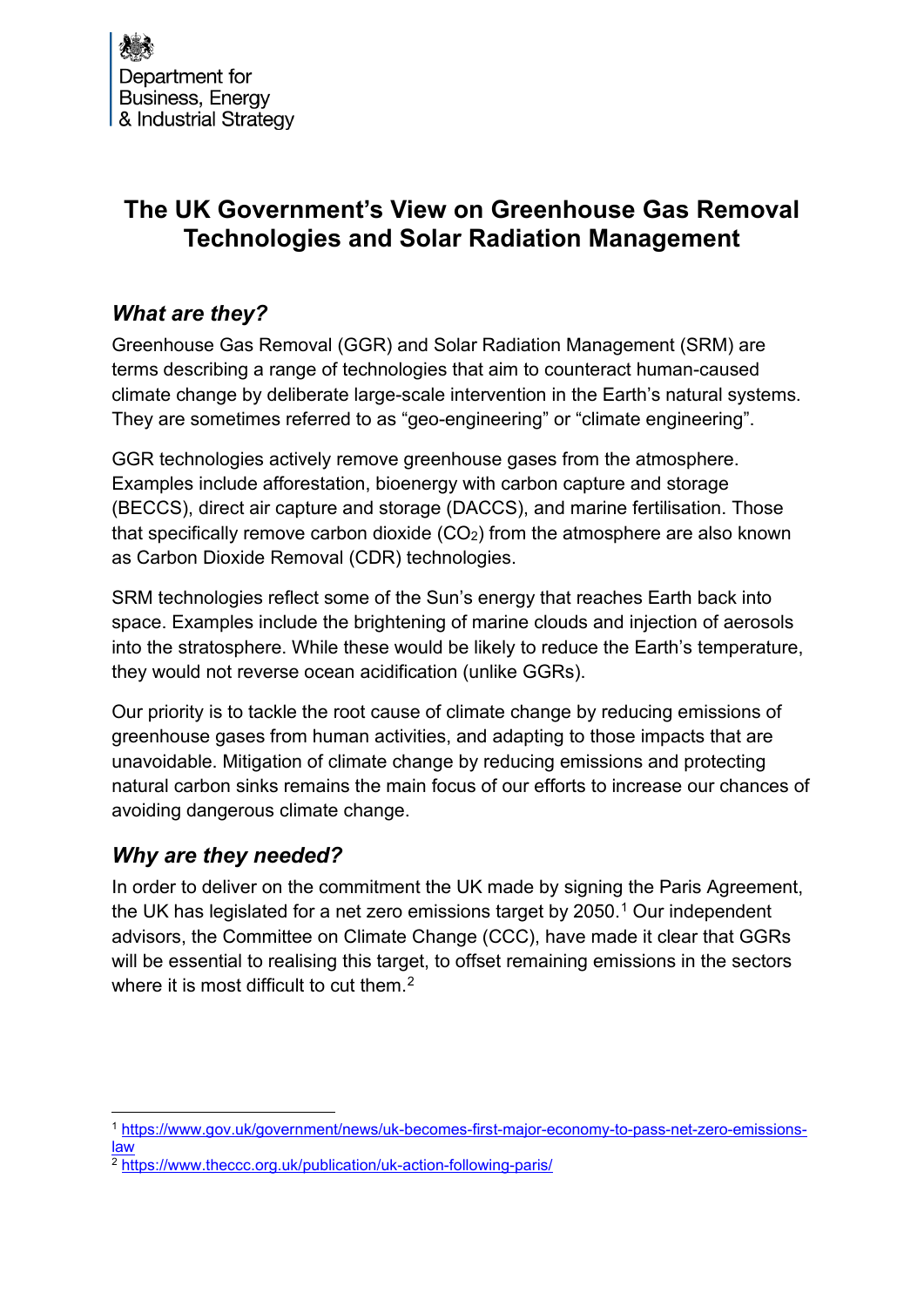Department for
Business, Energy
& Industrial Strategy

# The UK Government's View on Greenhouse Gas Removal Technologies and Solar Radiation Management

## *What are they?*

Greenhouse Gas Removal (GGR) and Solar Radiation Management (SRM) are terms describing a range of technologies that aim to counteract human-caused climate change by deliberate large-scale intervention in the Earth's natural systems. They are sometimes referred to as "geo-engineering" or "climate engineering".

GGR technologies actively remove greenhouse gases from the atmosphere. Examples include afforestation, bioenergy with carbon capture and storage (BECCS), direct air capture and storage (DACCS), and marine fertilisation. Those that specifically remove carbon dioxide ($CO_2$) from the atmosphere are also known as Carbon Dioxide Removal (CDR) technologies.

SRM technologies reflect some of the Sun's energy that reaches Earth back into space. Examples include the brightening of marine clouds and injection of aerosols into the stratosphere. While these would be likely to reduce the Earth's temperature, they would not reverse ocean acidification (unlike GGRs).

Our priority is to tackle the root cause of climate change by reducing emissions of greenhouse gases from human activities, and adapting to those impacts that are unavoidable. Mitigation of climate change by reducing emissions and protecting natural carbon sinks remains the main focus of our efforts to increase our chances of avoiding dangerous climate change.

## *Why are they needed?*

In order to deliver on the commitment the UK made by signing the Paris Agreement, the UK has legislated for a net zero emissions target by 2050.[1] Our independent advisors, the Committee on Climate Change (CCC), have made it clear that GGRs will be essential to realising this target, to offset remaining emissions in the sectors where it is most difficult to cut them.[2]

---

[1] https://www.gov.uk/government/news/uk-becomes-first-major-economy-to-pass-net-zero-emissions-law

[2] https://www.theccc.org.uk/publication/uk-action-following-paris/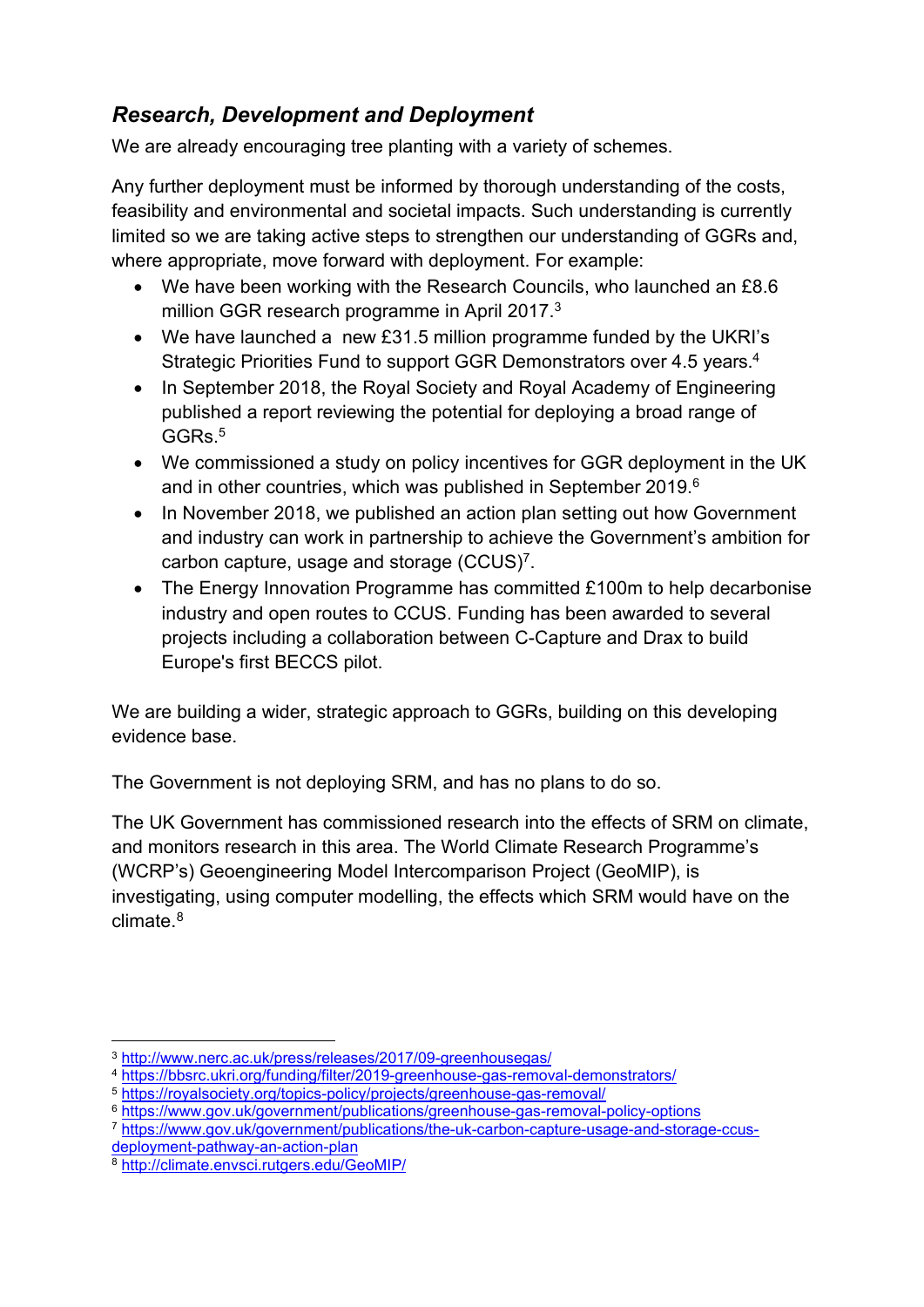### *Research, Development and Deployment*

We are already encouraging tree planting with a variety of schemes.

Any further deployment must be informed by thorough understanding of the costs, feasibility and environmental and societal impacts. Such understanding is currently limited so we are taking active steps to strengthen our understanding of GGRs and, where appropriate, move forward with deployment. For example:

- We have been working with the Research Councils, who launched an £8.6 million GGR research programme in April 2017.[3]
- We have launched a new £31.5 million programme funded by the UKRI's Strategic Priorities Fund to support GGR Demonstrators over 4.5 years.[4]
- In September 2018, the Royal Society and Royal Academy of Engineering published a report reviewing the potential for deploying a broad range of GGRs.[5]
- We commissioned a study on policy incentives for GGR deployment in the UK and in other countries, which was published in September 2019.[6]
- In November 2018, we published an action plan setting out how Government and industry can work in partnership to achieve the Government's ambition for carbon capture, usage and storage (CCUS)[7].
- The Energy Innovation Programme has committed £100m to help decarbonise industry and open routes to CCUS. Funding has been awarded to several projects including a collaboration between C-Capture and Drax to build Europe's first BECCS pilot.

We are building a wider, strategic approach to GGRs, building on this developing evidence base.

The Government is not deploying SRM, and has no plans to do so.

The UK Government has commissioned research into the effects of SRM on climate, and monitors research in this area. The World Climate Research Programme's (WCRP's) Geoengineering Model Intercomparison Project (GeoMIP), is investigating, using computer modelling, the effects which SRM would have on the climate.[8]

---

[3] http://www.nerc.ac.uk/press/releases/2017/09-greenhousegas/

[4] https://bbsrc.ukri.org/funding/filter/2019-greenhouse-gas-removal-demonstrators/

[5] https://royalsociety.org/topics-policy/projects/greenhouse-gas-removal/

[6] https://www.gov.uk/government/publications/greenhouse-gas-removal-policy-options

[7] https://www.gov.uk/government/publications/the-uk-carbon-capture-usage-and-storage-ccus-deployment-pathway-an-action-plan

[8] http://climate.envsci.rutgers.edu/GeoMIP/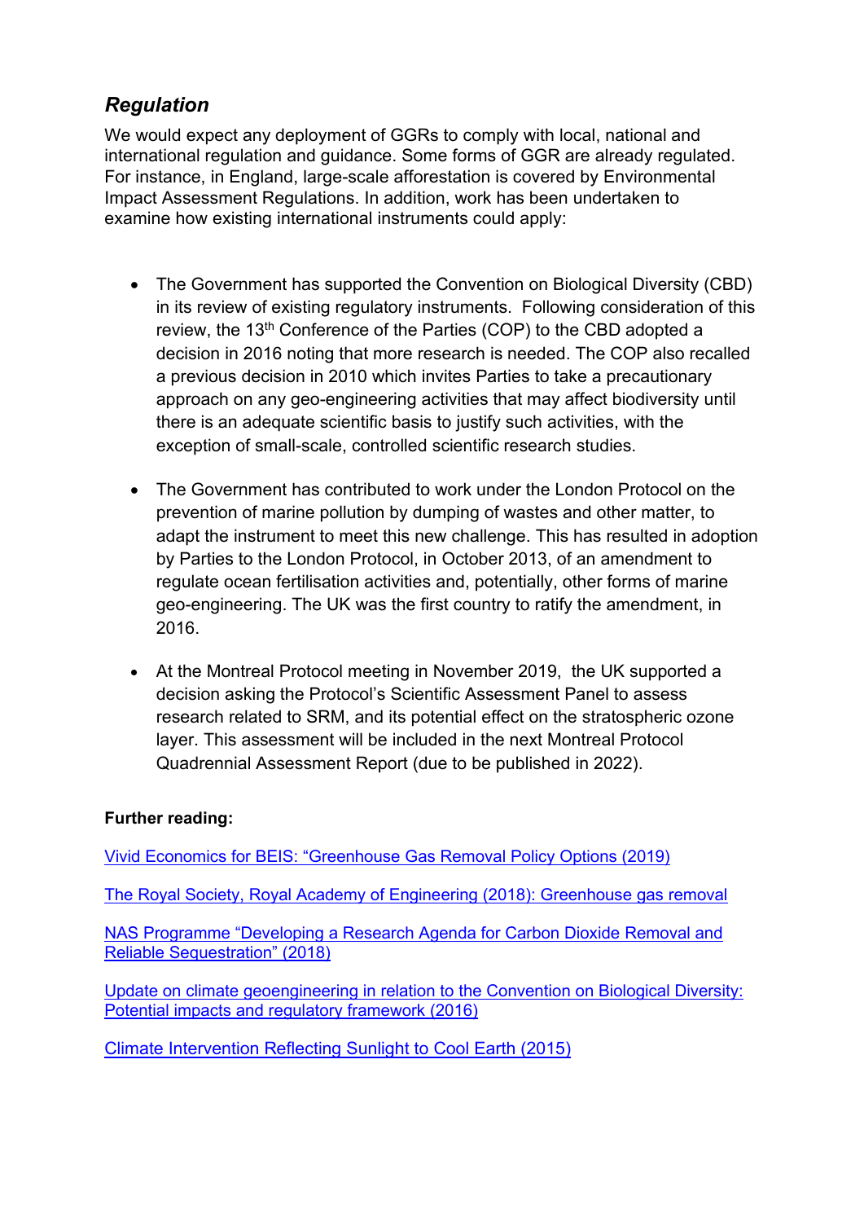## *Regulation*

We would expect any deployment of GGRs to comply with local, national and international regulation and guidance. Some forms of GGR are already regulated. For instance, in England, large-scale afforestation is covered by Environmental Impact Assessment Regulations. In addition, work has been undertaken to examine how existing international instruments could apply:

- The Government has supported the Convention on Biological Diversity (CBD) in its review of existing regulatory instruments. Following consideration of this review, the 13th Conference of the Parties (COP) to the CBD adopted a decision in 2016 noting that more research is needed. The COP also recalled a previous decision in 2010 which invites Parties to take a precautionary approach on any geo-engineering activities that may affect biodiversity until there is an adequate scientific basis to justify such activities, with the exception of small-scale, controlled scientific research studies.

- The Government has contributed to work under the London Protocol on the prevention of marine pollution by dumping of wastes and other matter, to adapt the instrument to meet this new challenge. This has resulted in adoption by Parties to the London Protocol, in October 2013, of an amendment to regulate ocean fertilisation activities and, potentially, other forms of marine geo-engineering. The UK was the first country to ratify the amendment, in 2016.

- At the Montreal Protocol meeting in November 2019, the UK supported a decision asking the Protocol's Scientific Assessment Panel to assess research related to SRM, and its potential effect on the stratospheric ozone layer. This assessment will be included in the next Montreal Protocol Quadrennial Assessment Report (due to be published in 2022).

**Further reading:**

Vivid Economics for BEIS: "Greenhouse Gas Removal Policy Options (2019)

The Royal Society, Royal Academy of Engineering (2018): Greenhouse gas removal

NAS Programme "Developing a Research Agenda for Carbon Dioxide Removal and Reliable Sequestration" (2018)

Update on climate geoengineering in relation to the Convention on Biological Diversity: Potential impacts and regulatory framework (2016)

Climate Intervention Reflecting Sunlight to Cool Earth (2015)